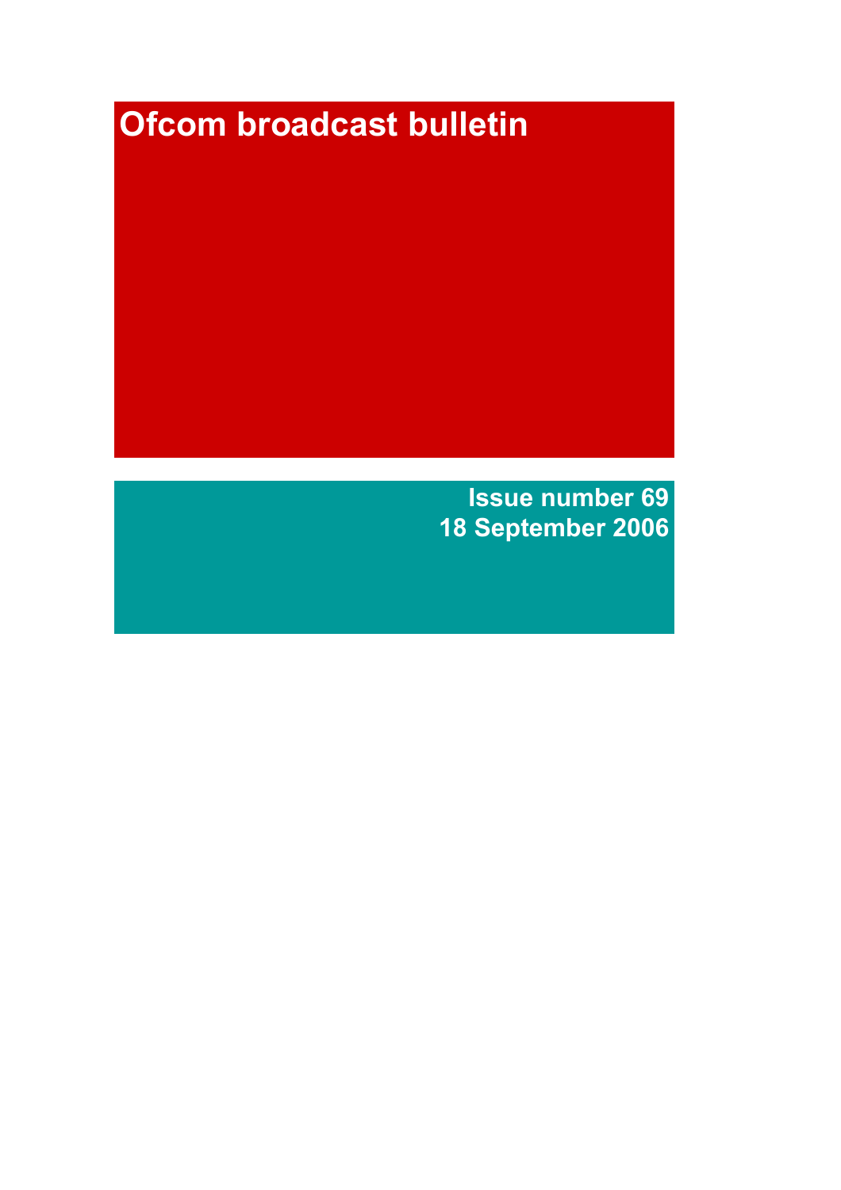# Ofcom broadcast bulletin

**Issue number 69**
**18 September 2006**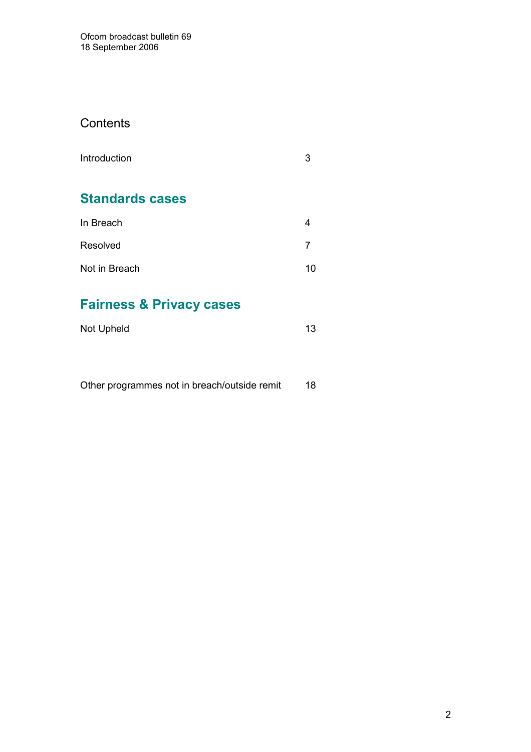Ofcom broadcast bulletin 69
18 September 2006

# Contents

| | |
|---|---|
| Introduction | 3 |

## Standards cases

| | |
|---|---|
| In Breach | 4 |
| Resolved | 7 |
| Not in Breach | 10 |

## Fairness & Privacy cases

| | |
|---|---|
| Not Upheld | 13 |

| | |
|---|---|
| Other programmes not in breach/outside remit | 18 |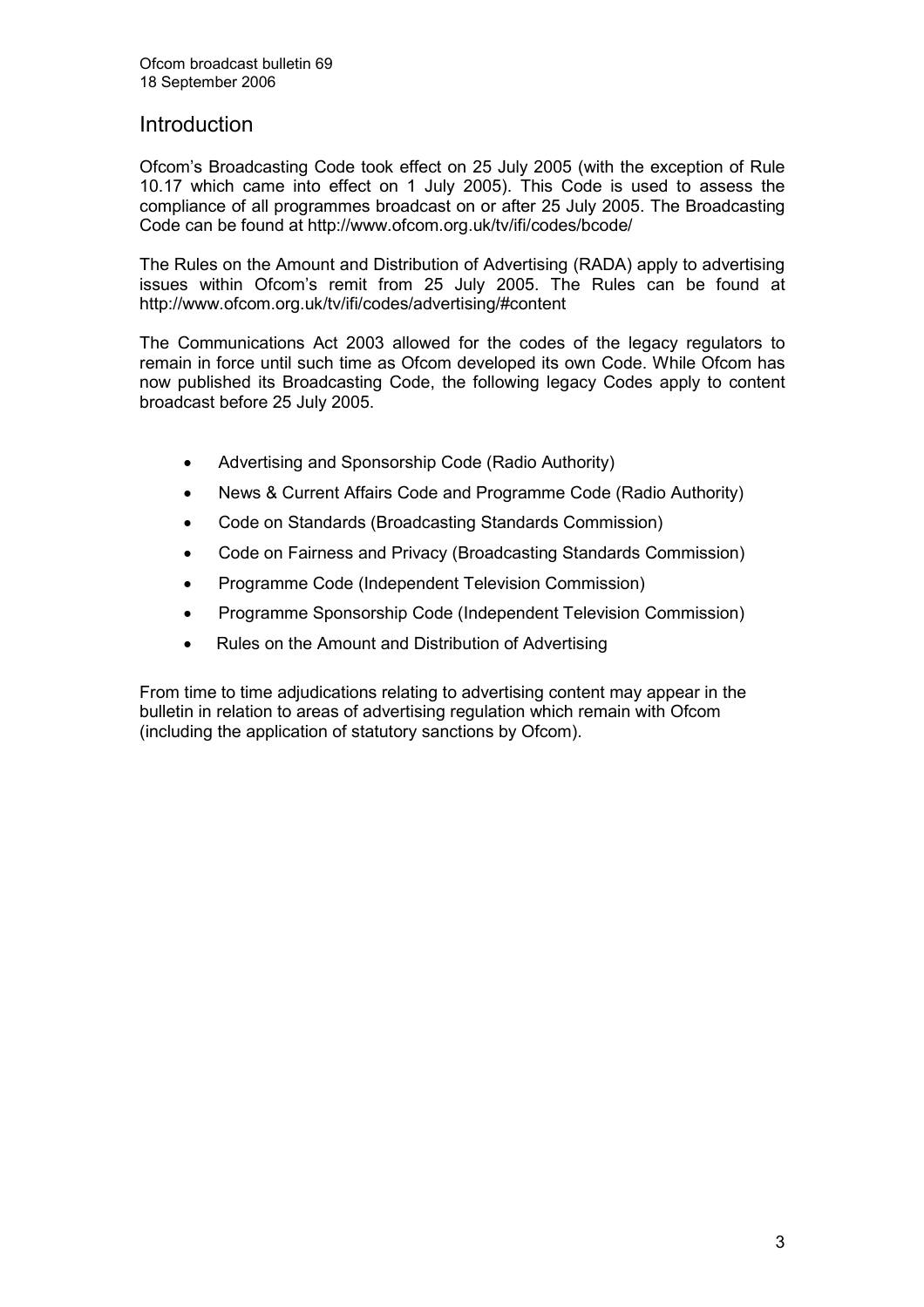# Introduction

Ofcom's Broadcasting Code took effect on 25 July 2005 (with the exception of Rule 10.17 which came into effect on 1 July 2005). This Code is used to assess the compliance of all programmes broadcast on or after 25 July 2005. The Broadcasting Code can be found at http://www.ofcom.org.uk/tv/ifi/codes/bcode/

The Rules on the Amount and Distribution of Advertising (RADA) apply to advertising issues within Ofcom's remit from 25 July 2005. The Rules can be found at http://www.ofcom.org.uk/tv/ifi/codes/advertising/#content

The Communications Act 2003 allowed for the codes of the legacy regulators to remain in force until such time as Ofcom developed its own Code. While Ofcom has now published its Broadcasting Code, the following legacy Codes apply to content broadcast before 25 July 2005.

- Advertising and Sponsorship Code (Radio Authority)
- News & Current Affairs Code and Programme Code (Radio Authority)
- Code on Standards (Broadcasting Standards Commission)
- Code on Fairness and Privacy (Broadcasting Standards Commission)
- Programme Code (Independent Television Commission)
- Programme Sponsorship Code (Independent Television Commission)
- Rules on the Amount and Distribution of Advertising

From time to time adjudications relating to advertising content may appear in the bulletin in relation to areas of advertising regulation which remain with Ofcom (including the application of statutory sanctions by Ofcom).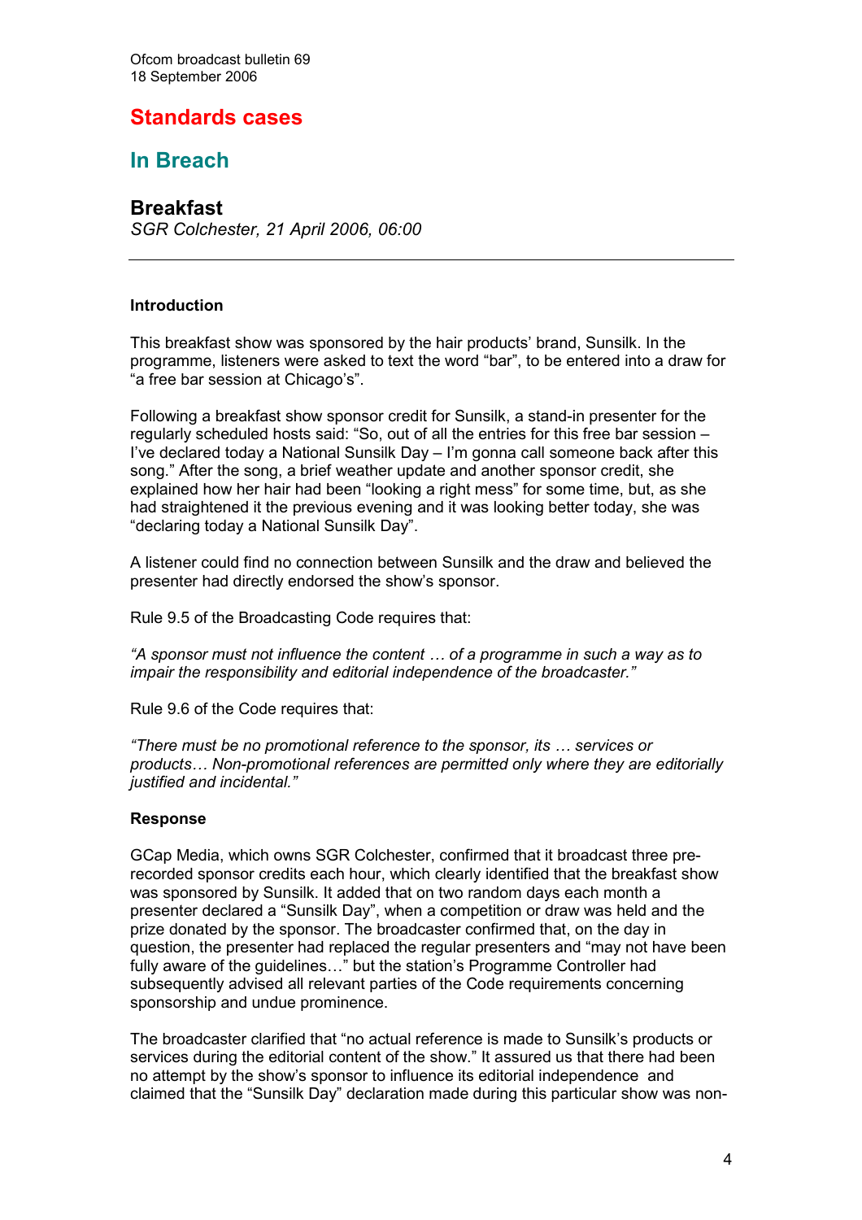Ofcom broadcast bulletin 69
18 September 2006

# Standards cases

## In Breach

### Breakfast

*SGR Colchester, 21 April 2006, 06:00*

---

**Introduction**

This breakfast show was sponsored by the hair products' brand, Sunsilk. In the programme, listeners were asked to text the word "bar", to be entered into a draw for "a free bar session at Chicago's".

Following a breakfast show sponsor credit for Sunsilk, a stand-in presenter for the regularly scheduled hosts said: "So, out of all the entries for this free bar session – I've declared today a National Sunsilk Day – I'm gonna call someone back after this song." After the song, a brief weather update and another sponsor credit, she explained how her hair had been "looking a right mess" for some time, but, as she had straightened it the previous evening and it was looking better today, she was "declaring today a National Sunsilk Day".

A listener could find no connection between Sunsilk and the draw and believed the presenter had directly endorsed the show's sponsor.

Rule 9.5 of the Broadcasting Code requires that:

*"A sponsor must not influence the content … of a programme in such a way as to impair the responsibility and editorial independence of the broadcaster."*

Rule 9.6 of the Code requires that:

*"There must be no promotional reference to the sponsor, its … services or products… Non-promotional references are permitted only where they are editorially justified and incidental."*

**Response**

GCap Media, which owns SGR Colchester, confirmed that it broadcast three pre-recorded sponsor credits each hour, which clearly identified that the breakfast show was sponsored by Sunsilk. It added that on two random days each month a presenter declared a "Sunsilk Day", when a competition or draw was held and the prize donated by the sponsor. The broadcaster confirmed that, on the day in question, the presenter had replaced the regular presenters and "may not have been fully aware of the guidelines…" but the station's Programme Controller had subsequently advised all relevant parties of the Code requirements concerning sponsorship and undue prominence.

The broadcaster clarified that "no actual reference is made to Sunsilk's products or services during the editorial content of the show." It assured us that there had been no attempt by the show's sponsor to influence its editorial independence and claimed that the "Sunsilk Day" declaration made during this particular show was non-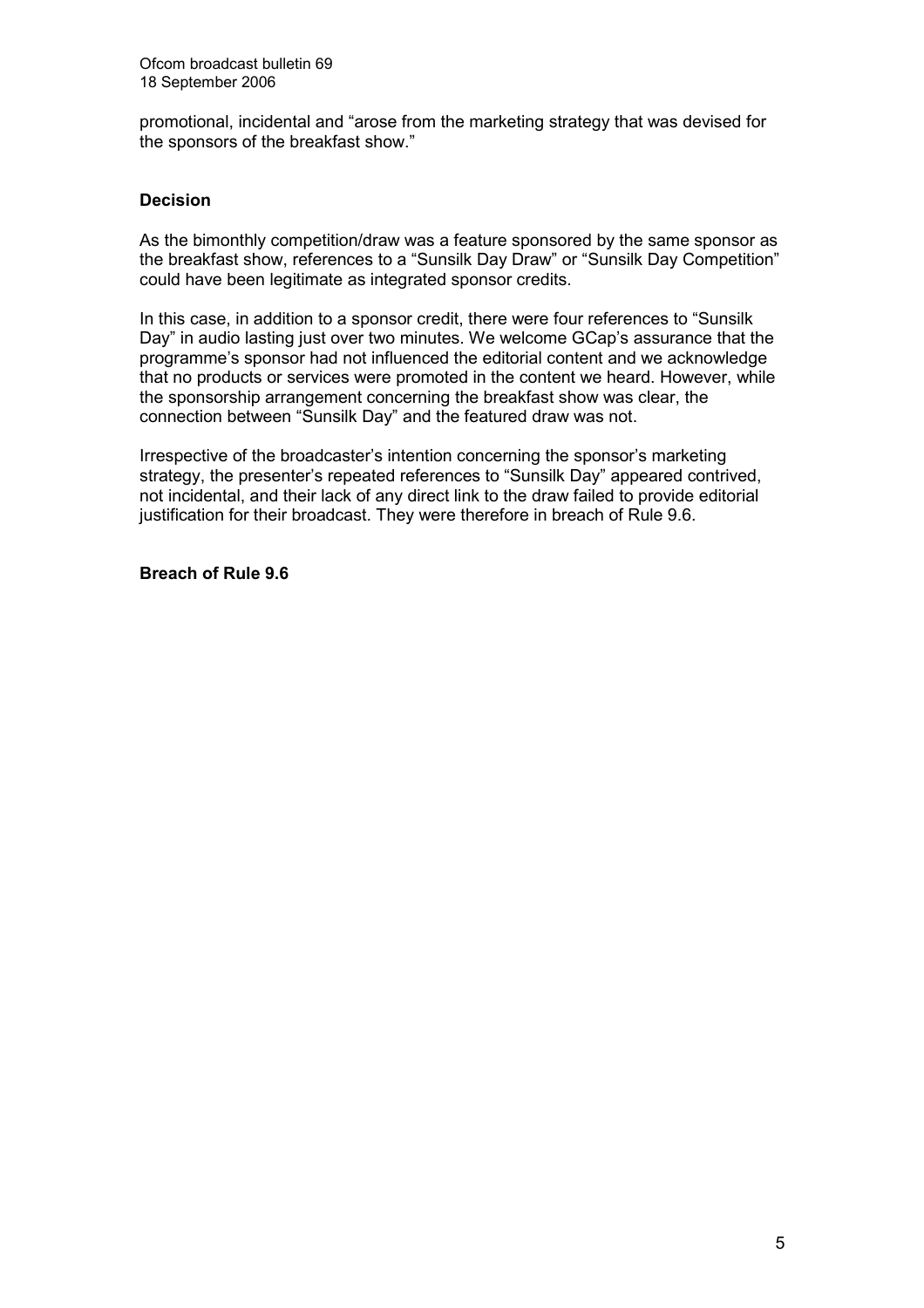promotional, incidental and "arose from the marketing strategy that was devised for the sponsors of the breakfast show."

### Decision

As the bimonthly competition/draw was a feature sponsored by the same sponsor as the breakfast show, references to a "Sunsilk Day Draw" or "Sunsilk Day Competition" could have been legitimate as integrated sponsor credits.

In this case, in addition to a sponsor credit, there were four references to "Sunsilk Day" in audio lasting just over two minutes. We welcome GCap's assurance that the programme's sponsor had not influenced the editorial content and we acknowledge that no products or services were promoted in the content we heard. However, while the sponsorship arrangement concerning the breakfast show was clear, the connection between "Sunsilk Day" and the featured draw was not.

Irrespective of the broadcaster's intention concerning the sponsor's marketing strategy, the presenter's repeated references to "Sunsilk Day" appeared contrived, not incidental, and their lack of any direct link to the draw failed to provide editorial justification for their broadcast. They were therefore in breach of Rule 9.6.

**Breach of Rule 9.6**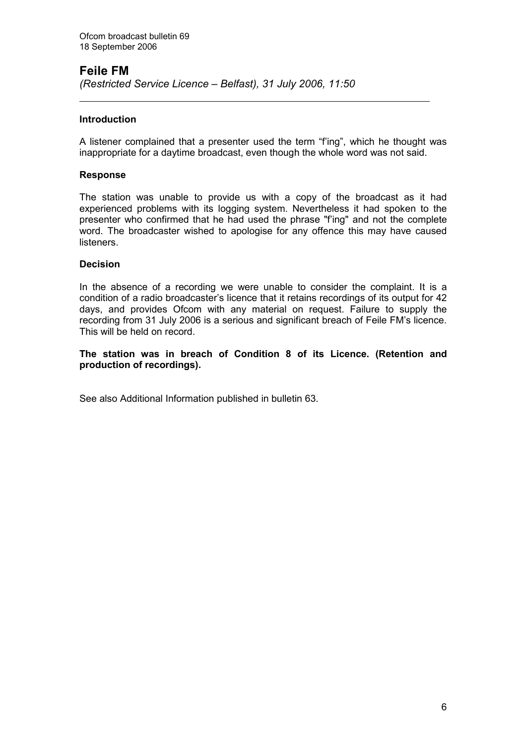## Feile FM

*(Restricted Service Licence – Belfast), 31 July 2006, 11:50*

---

### Introduction

A listener complained that a presenter used the term "f'ing", which he thought was inappropriate for a daytime broadcast, even though the whole word was not said.

### Response

The station was unable to provide us with a copy of the broadcast as it had experienced problems with its logging system. Nevertheless it had spoken to the presenter who confirmed that he had used the phrase "f'ing" and not the complete word. The broadcaster wished to apologise for any offence this may have caused listeners.

### Decision

In the absence of a recording we were unable to consider the complaint. It is a condition of a radio broadcaster's licence that it retains recordings of its output for 42 days, and provides Ofcom with any material on request. Failure to supply the recording from 31 July 2006 is a serious and significant breach of Feile FM's licence. This will be held on record.

**The station was in breach of Condition 8 of its Licence. (Retention and production of recordings).**

See also Additional Information published in bulletin 63.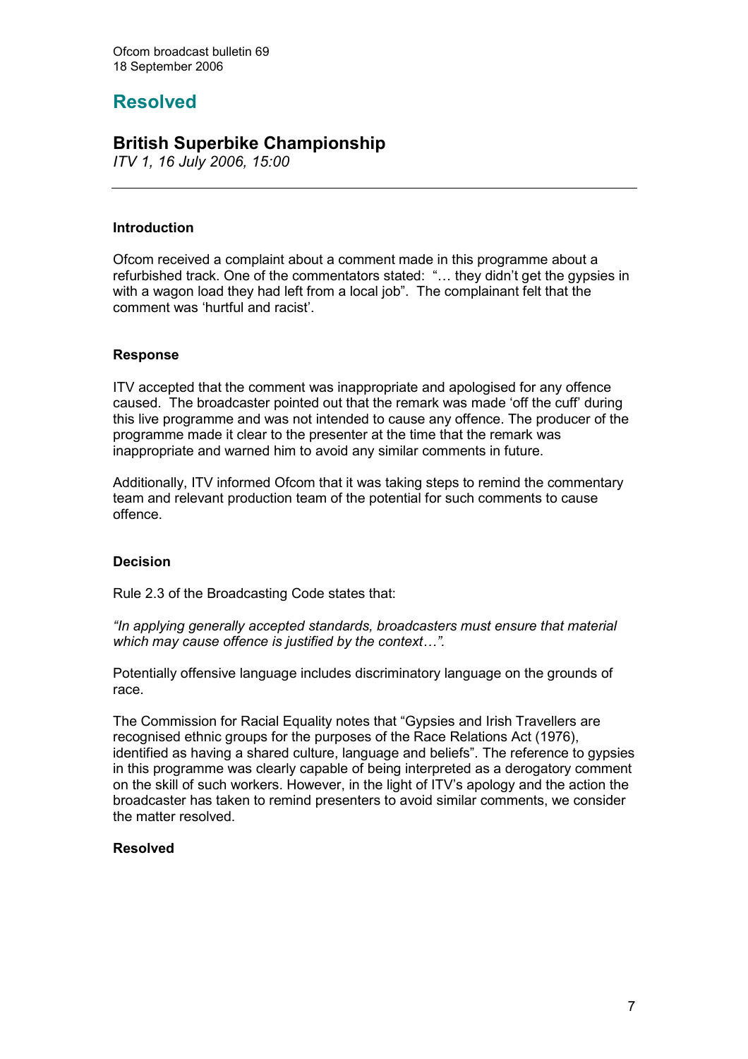## Resolved

### British Superbike Championship

*ITV 1, 16 July 2006, 15:00*

---

**Introduction**

Ofcom received a complaint about a comment made in this programme about a refurbished track. One of the commentators stated: "… they didn't get the gypsies in with a wagon load they had left from a local job". The complainant felt that the comment was 'hurtful and racist'.

**Response**

ITV accepted that the comment was inappropriate and apologised for any offence caused. The broadcaster pointed out that the remark was made 'off the cuff' during this live programme and was not intended to cause any offence. The producer of the programme made it clear to the presenter at the time that the remark was inappropriate and warned him to avoid any similar comments in future.

Additionally, ITV informed Ofcom that it was taking steps to remind the commentary team and relevant production team of the potential for such comments to cause offence.

**Decision**

Rule 2.3 of the Broadcasting Code states that:

*"In applying generally accepted standards, broadcasters must ensure that material which may cause offence is justified by the context…".*

Potentially offensive language includes discriminatory language on the grounds of race.

The Commission for Racial Equality notes that "Gypsies and Irish Travellers are recognised ethnic groups for the purposes of the Race Relations Act (1976), identified as having a shared culture, language and beliefs". The reference to gypsies in this programme was clearly capable of being interpreted as a derogatory comment on the skill of such workers. However, in the light of ITV's apology and the action the broadcaster has taken to remind presenters to avoid similar comments, we consider the matter resolved.

**Resolved**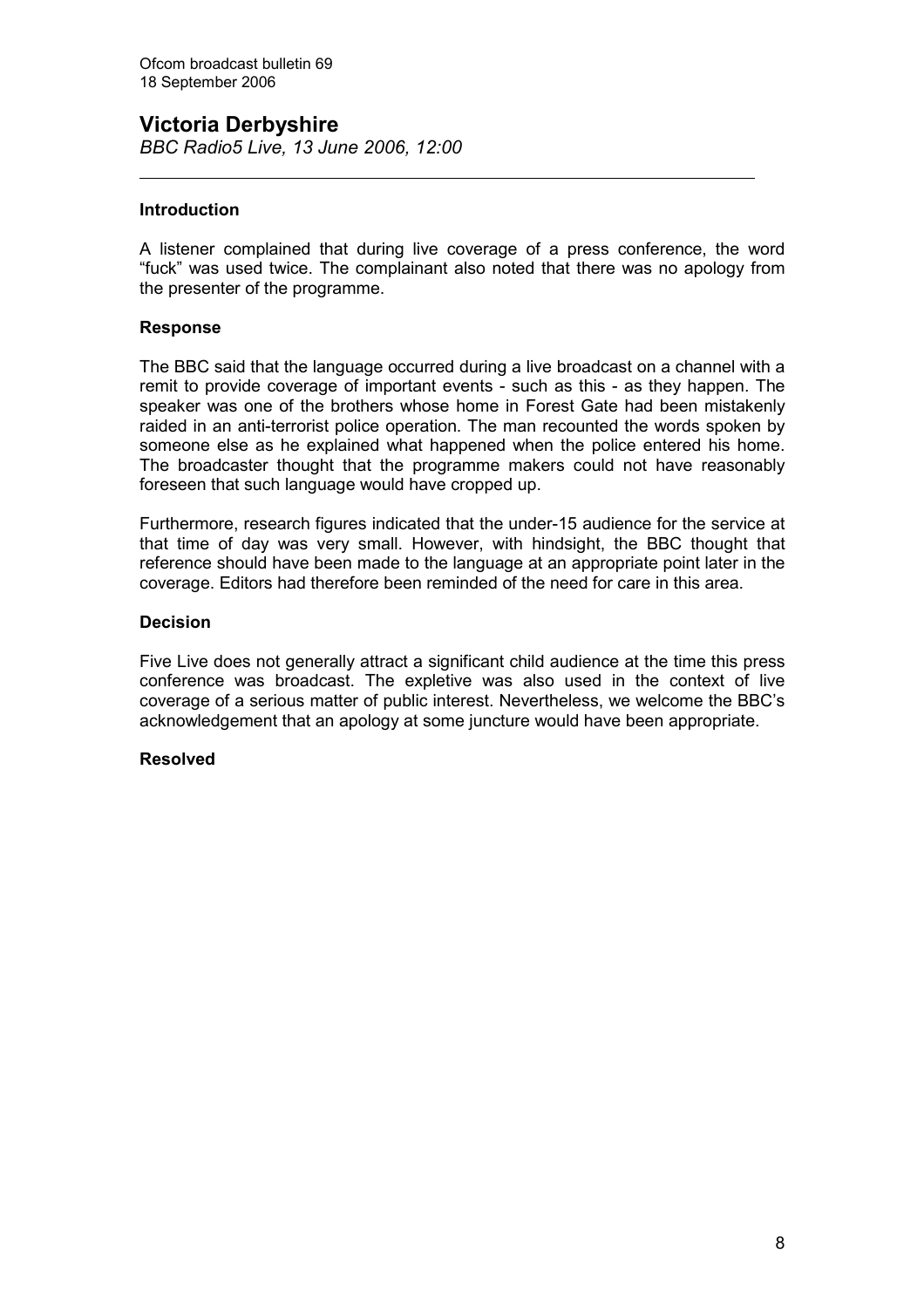## Victoria Derbyshire

*BBC Radio5 Live, 13 June 2006, 12:00*

---

### Introduction

A listener complained that during live coverage of a press conference, the word "fuck" was used twice. The complainant also noted that there was no apology from the presenter of the programme.

### Response

The BBC said that the language occurred during a live broadcast on a channel with a remit to provide coverage of important events - such as this - as they happen. The speaker was one of the brothers whose home in Forest Gate had been mistakenly raided in an anti-terrorist police operation. The man recounted the words spoken by someone else as he explained what happened when the police entered his home. The broadcaster thought that the programme makers could not have reasonably foreseen that such language would have cropped up.

Furthermore, research figures indicated that the under-15 audience for the service at that time of day was very small. However, with hindsight, the BBC thought that reference should have been made to the language at an appropriate point later in the coverage. Editors had therefore been reminded of the need for care in this area.

### Decision

Five Live does not generally attract a significant child audience at the time this press conference was broadcast. The expletive was also used in the context of live coverage of a serious matter of public interest. Nevertheless, we welcome the BBC's acknowledgement that an apology at some juncture would have been appropriate.

### Resolved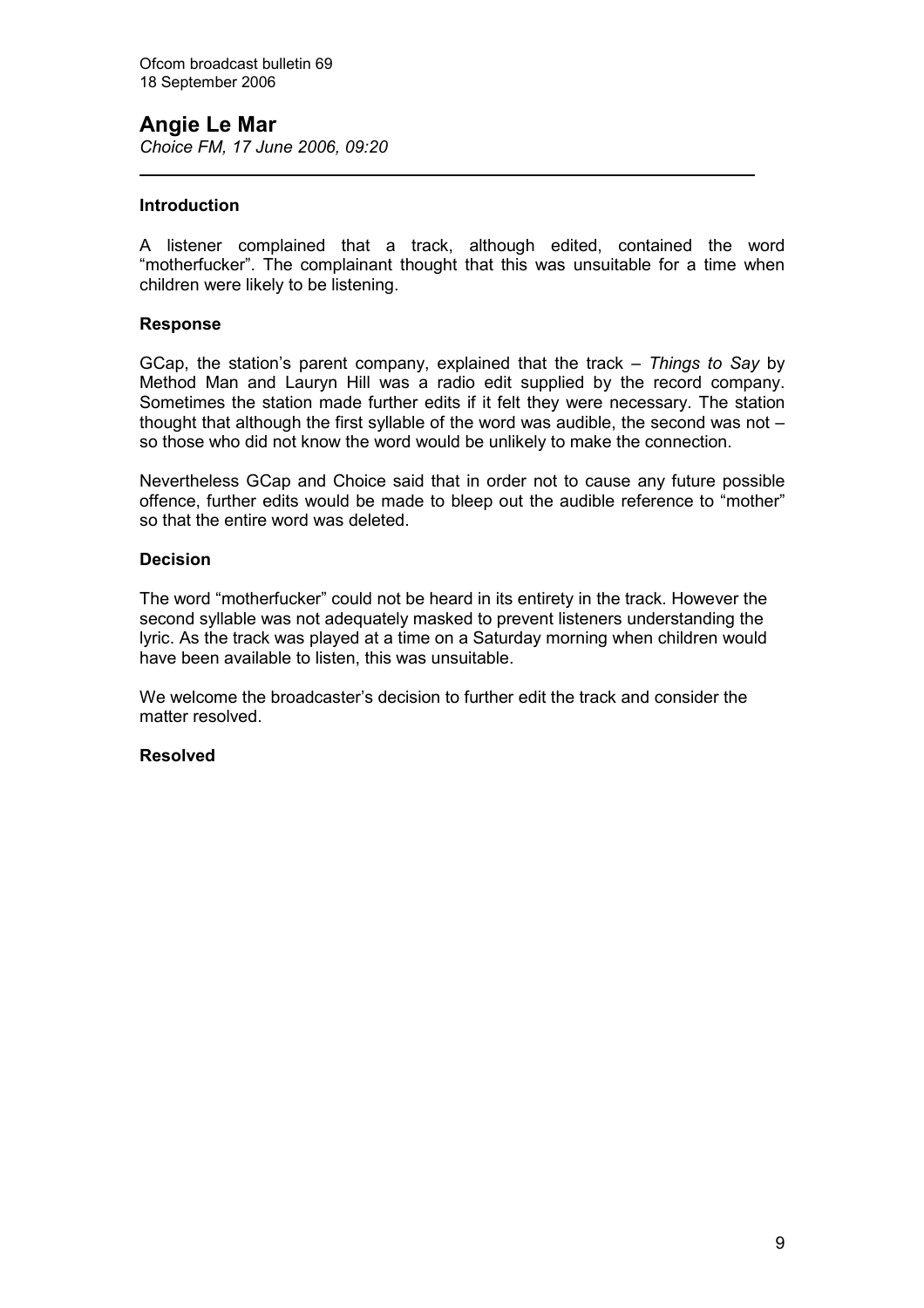## Angie Le Mar

*Choice FM, 17 June 2006, 09:20*

---

### Introduction

A listener complained that a track, although edited, contained the word "motherfucker". The complainant thought that this was unsuitable for a time when children were likely to be listening.

### Response

GCap, the station's parent company, explained that the track – *Things to Say* by Method Man and Lauryn Hill was a radio edit supplied by the record company. Sometimes the station made further edits if it felt they were necessary. The station thought that although the first syllable of the word was audible, the second was not – so those who did not know the word would be unlikely to make the connection.

Nevertheless GCap and Choice said that in order not to cause any future possible offence, further edits would be made to bleep out the audible reference to "mother" so that the entire word was deleted.

### Decision

The word "motherfucker" could not be heard in its entirety in the track. However the second syllable was not adequately masked to prevent listeners understanding the lyric. As the track was played at a time on a Saturday morning when children would have been available to listen, this was unsuitable.

We welcome the broadcaster's decision to further edit the track and consider the matter resolved.

### Resolved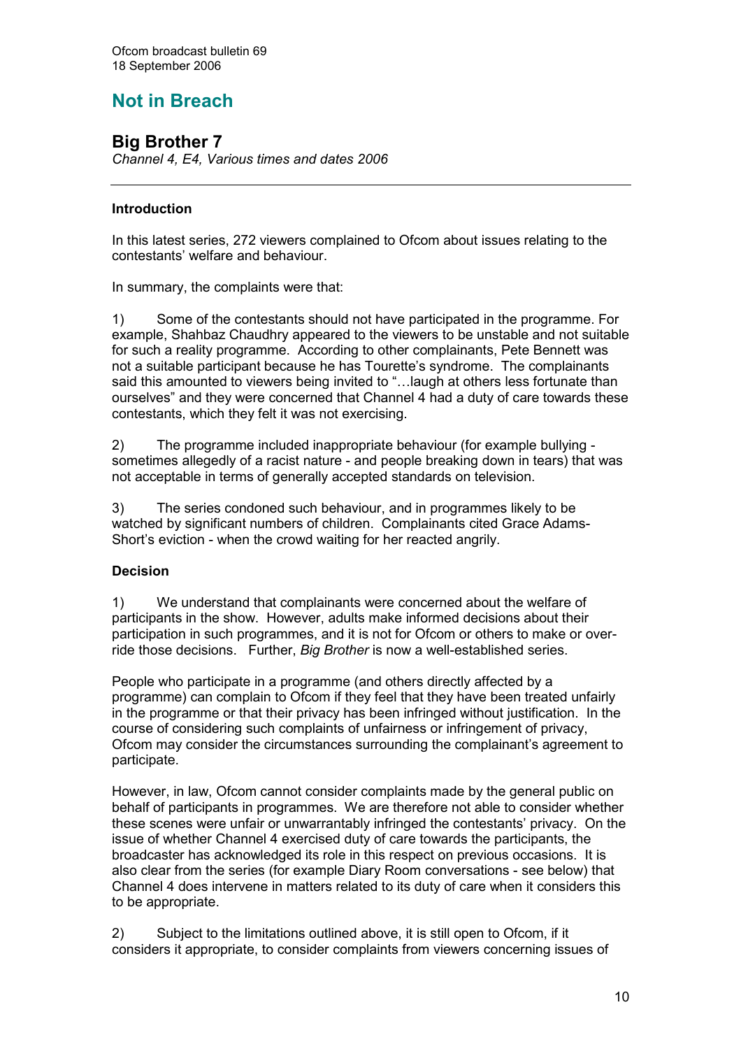# Not in Breach

## Big Brother 7

*Channel 4, E4, Various times and dates 2006*

---

**Introduction**

In this latest series, 272 viewers complained to Ofcom about issues relating to the contestants' welfare and behaviour.

In summary, the complaints were that:

1) Some of the contestants should not have participated in the programme. For example, Shahbaz Chaudhry appeared to the viewers to be unstable and not suitable for such a reality programme. According to other complainants, Pete Bennett was not a suitable participant because he has Tourette's syndrome. The complainants said this amounted to viewers being invited to "…laugh at others less fortunate than ourselves" and they were concerned that Channel 4 had a duty of care towards these contestants, which they felt it was not exercising.

2) The programme included inappropriate behaviour (for example bullying - sometimes allegedly of a racist nature - and people breaking down in tears) that was not acceptable in terms of generally accepted standards on television.

3) The series condoned such behaviour, and in programmes likely to be watched by significant numbers of children. Complainants cited Grace Adams-Short's eviction - when the crowd waiting for her reacted angrily.

**Decision**

1) We understand that complainants were concerned about the welfare of participants in the show. However, adults make informed decisions about their participation in such programmes, and it is not for Ofcom or others to make or over-ride those decisions. Further, *Big Brother* is now a well-established series.

People who participate in a programme (and others directly affected by a programme) can complain to Ofcom if they feel that they have been treated unfairly in the programme or that their privacy has been infringed without justification. In the course of considering such complaints of unfairness or infringement of privacy, Ofcom may consider the circumstances surrounding the complainant's agreement to participate.

However, in law, Ofcom cannot consider complaints made by the general public on behalf of participants in programmes. We are therefore not able to consider whether these scenes were unfair or unwarrantably infringed the contestants' privacy. On the issue of whether Channel 4 exercised duty of care towards the participants, the broadcaster has acknowledged its role in this respect on previous occasions. It is also clear from the series (for example Diary Room conversations - see below) that Channel 4 does intervene in matters related to its duty of care when it considers this to be appropriate.

2) Subject to the limitations outlined above, it is still open to Ofcom, if it considers it appropriate, to consider complaints from viewers concerning issues of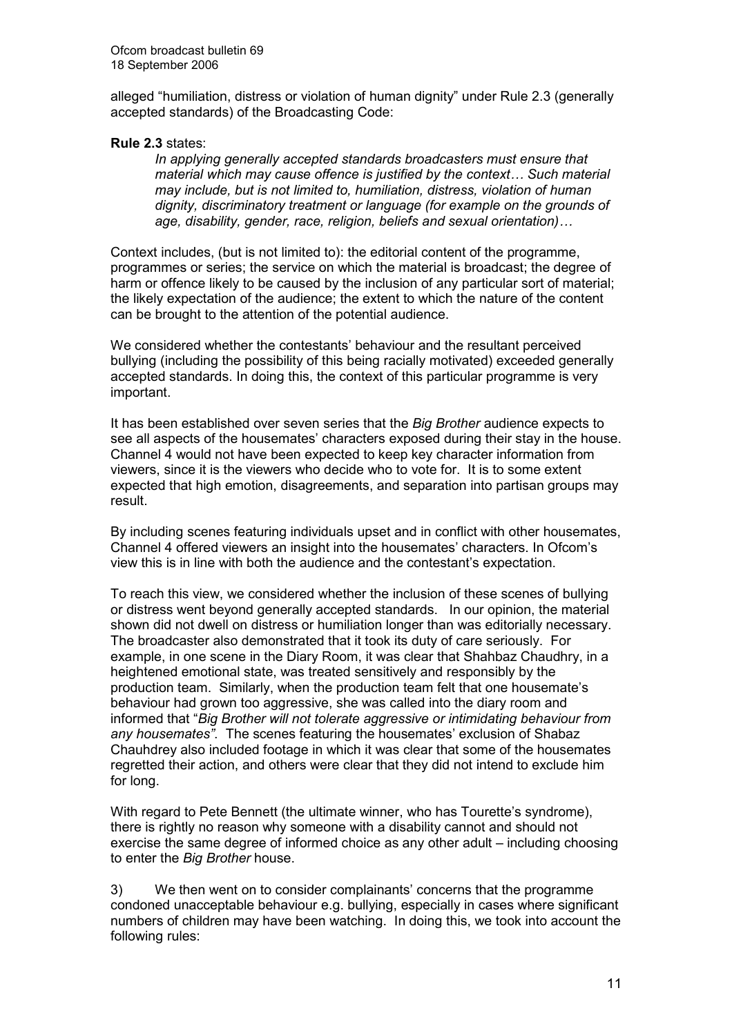alleged "humiliation, distress or violation of human dignity" under Rule 2.3 (generally accepted standards) of the Broadcasting Code:

**Rule 2.3** states:

> *In applying generally accepted standards broadcasters must ensure that material which may cause offence is justified by the context… Such material may include, but is not limited to, humiliation, distress, violation of human dignity, discriminatory treatment or language (for example on the grounds of age, disability, gender, race, religion, beliefs and sexual orientation)…*

Context includes, (but is not limited to): the editorial content of the programme, programmes or series; the service on which the material is broadcast; the degree of harm or offence likely to be caused by the inclusion of any particular sort of material; the likely expectation of the audience; the extent to which the nature of the content can be brought to the attention of the potential audience.

We considered whether the contestants' behaviour and the resultant perceived bullying (including the possibility of this being racially motivated) exceeded generally accepted standards. In doing this, the context of this particular programme is very important.

It has been established over seven series that the *Big Brother* audience expects to see all aspects of the housemates' characters exposed during their stay in the house. Channel 4 would not have been expected to keep key character information from viewers, since it is the viewers who decide who to vote for. It is to some extent expected that high emotion, disagreements, and separation into partisan groups may result.

By including scenes featuring individuals upset and in conflict with other housemates, Channel 4 offered viewers an insight into the housemates' characters. In Ofcom's view this is in line with both the audience and the contestant's expectation.

To reach this view, we considered whether the inclusion of these scenes of bullying or distress went beyond generally accepted standards. In our opinion, the material shown did not dwell on distress or humiliation longer than was editorially necessary. The broadcaster also demonstrated that it took its duty of care seriously. For example, in one scene in the Diary Room, it was clear that Shahbaz Chaudhry, in a heightened emotional state, was treated sensitively and responsibly by the production team. Similarly, when the production team felt that one housemate's behaviour had grown too aggressive, she was called into the diary room and informed that "*Big Brother will not tolerate aggressive or intimidating behaviour from any housemates"*. The scenes featuring the housemates' exclusion of Shabaz Chauhdrey also included footage in which it was clear that some of the housemates regretted their action, and others were clear that they did not intend to exclude him for long.

With regard to Pete Bennett (the ultimate winner, who has Tourette's syndrome), there is rightly no reason why someone with a disability cannot and should not exercise the same degree of informed choice as any other adult – including choosing to enter the *Big Brother* house.

3) We then went on to consider complainants' concerns that the programme condoned unacceptable behaviour e.g. bullying, especially in cases where significant numbers of children may have been watching. In doing this, we took into account the following rules: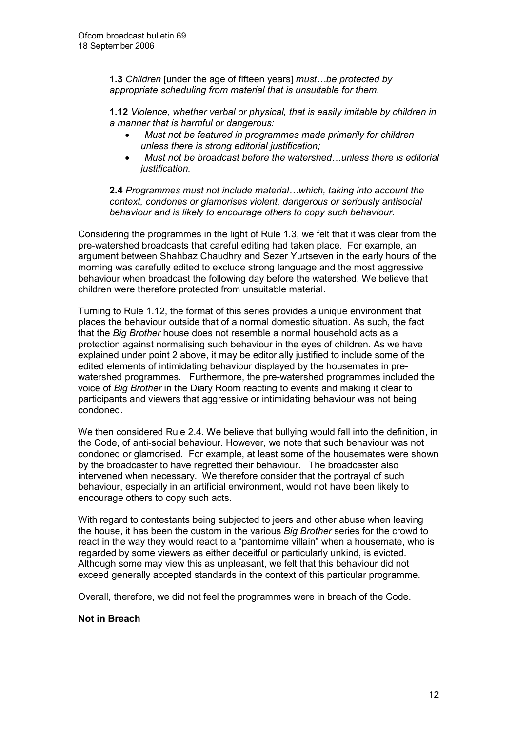**1.3** *Children* [under the age of fifteen years] *must…be protected by appropriate scheduling from material that is unsuitable for them.*

**1.12** *Violence, whether verbal or physical, that is easily imitable by children in a manner that is harmful or dangerous:*

- *Must not be featured in programmes made primarily for children unless there is strong editorial justification;*
- *Must not be broadcast before the watershed…unless there is editorial justification.*

**2.4** *Programmes must not include material…which, taking into account the context, condones or glamorises violent, dangerous or seriously antisocial behaviour and is likely to encourage others to copy such behaviour.*

Considering the programmes in the light of Rule 1.3, we felt that it was clear from the pre-watershed broadcasts that careful editing had taken place. For example, an argument between Shahbaz Chaudhry and Sezer Yurtseven in the early hours of the morning was carefully edited to exclude strong language and the most aggressive behaviour when broadcast the following day before the watershed. We believe that children were therefore protected from unsuitable material.

Turning to Rule 1.12, the format of this series provides a unique environment that places the behaviour outside that of a normal domestic situation. As such, the fact that the *Big Brother* house does not resemble a normal household acts as a protection against normalising such behaviour in the eyes of children. As we have explained under point 2 above, it may be editorially justified to include some of the edited elements of intimidating behaviour displayed by the housemates in pre-watershed programmes. Furthermore, the pre-watershed programmes included the voice of *Big Brother* in the Diary Room reacting to events and making it clear to participants and viewers that aggressive or intimidating behaviour was not being condoned.

We then considered Rule 2.4. We believe that bullying would fall into the definition, in the Code, of anti-social behaviour. However, we note that such behaviour was not condoned or glamorised. For example, at least some of the housemates were shown by the broadcaster to have regretted their behaviour. The broadcaster also intervened when necessary. We therefore consider that the portrayal of such behaviour, especially in an artificial environment, would not have been likely to encourage others to copy such acts.

With regard to contestants being subjected to jeers and other abuse when leaving the house, it has been the custom in the various *Big Brother* series for the crowd to react in the way they would react to a "pantomime villain" when a housemate, who is regarded by some viewers as either deceitful or particularly unkind, is evicted. Although some may view this as unpleasant, we felt that this behaviour did not exceed generally accepted standards in the context of this particular programme.

Overall, therefore, we did not feel the programmes were in breach of the Code.

**Not in Breach**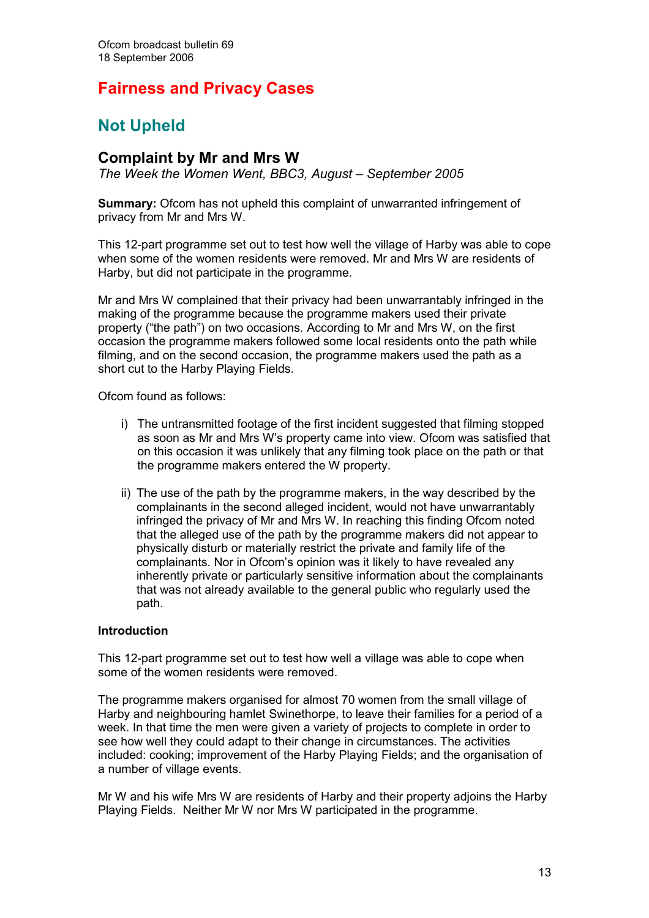# Fairness and Privacy Cases

## Not Upheld

### Complaint by Mr and Mrs W

*The Week the Women Went, BBC3, August – September 2005*

**Summary:** Ofcom has not upheld this complaint of unwarranted infringement of privacy from Mr and Mrs W.

This 12-part programme set out to test how well the village of Harby was able to cope when some of the women residents were removed. Mr and Mrs W are residents of Harby, but did not participate in the programme.

Mr and Mrs W complained that their privacy had been unwarrantably infringed in the making of the programme because the programme makers used their private property ("the path") on two occasions. According to Mr and Mrs W, on the first occasion the programme makers followed some local residents onto the path while filming, and on the second occasion, the programme makers used the path as a short cut to the Harby Playing Fields.

Ofcom found as follows:

i) The untransmitted footage of the first incident suggested that filming stopped as soon as Mr and Mrs W's property came into view. Ofcom was satisfied that on this occasion it was unlikely that any filming took place on the path or that the programme makers entered the W property.

ii) The use of the path by the programme makers, in the way described by the complainants in the second alleged incident, would not have unwarrantably infringed the privacy of Mr and Mrs W. In reaching this finding Ofcom noted that the alleged use of the path by the programme makers did not appear to physically disturb or materially restrict the private and family life of the complainants. Nor in Ofcom's opinion was it likely to have revealed any inherently private or particularly sensitive information about the complainants that was not already available to the general public who regularly used the path.

**Introduction**

This 12-part programme set out to test how well a village was able to cope when some of the women residents were removed.

The programme makers organised for almost 70 women from the small village of Harby and neighbouring hamlet Swinethorpe, to leave their families for a period of a week. In that time the men were given a variety of projects to complete in order to see how well they could adapt to their change in circumstances. The activities included: cooking; improvement of the Harby Playing Fields; and the organisation of a number of village events.

Mr W and his wife Mrs W are residents of Harby and their property adjoins the Harby Playing Fields. Neither Mr W nor Mrs W participated in the programme.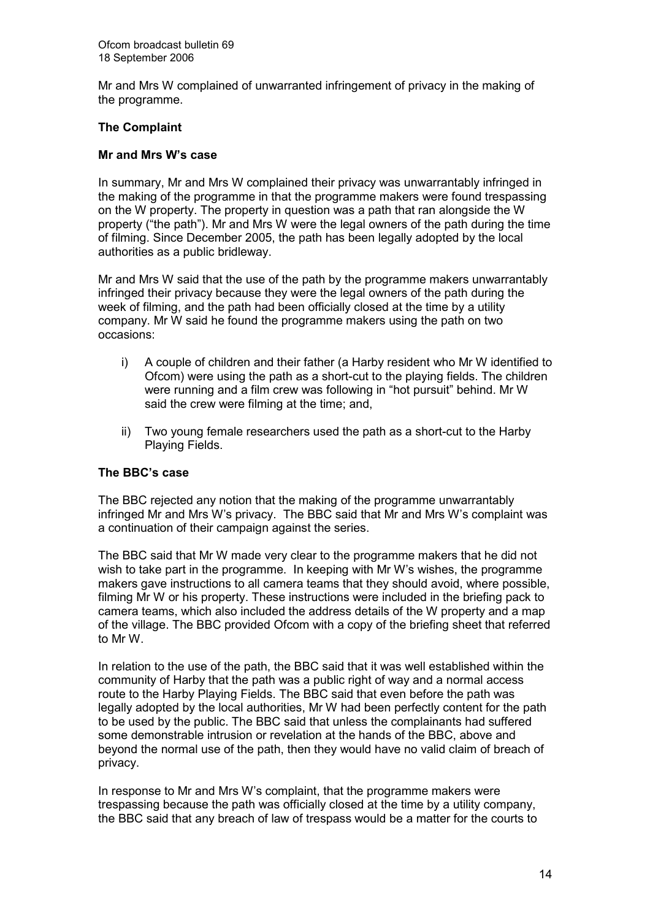Mr and Mrs W complained of unwarranted infringement of privacy in the making of the programme.

### The Complaint

#### Mr and Mrs W's case

In summary, Mr and Mrs W complained their privacy was unwarrantably infringed in the making of the programme in that the programme makers were found trespassing on the W property. The property in question was a path that ran alongside the W property ("the path"). Mr and Mrs W were the legal owners of the path during the time of filming. Since December 2005, the path has been legally adopted by the local authorities as a public bridleway.

Mr and Mrs W said that the use of the path by the programme makers unwarrantably infringed their privacy because they were the legal owners of the path during the week of filming, and the path had been officially closed at the time by a utility company. Mr W said he found the programme makers using the path on two occasions:

i) A couple of children and their father (a Harby resident who Mr W identified to Ofcom) were using the path as a short-cut to the playing fields. The children were running and a film crew was following in "hot pursuit" behind. Mr W said the crew were filming at the time; and,

ii) Two young female researchers used the path as a short-cut to the Harby Playing Fields.

#### The BBC's case

The BBC rejected any notion that the making of the programme unwarrantably infringed Mr and Mrs W's privacy. The BBC said that Mr and Mrs W's complaint was a continuation of their campaign against the series.

The BBC said that Mr W made very clear to the programme makers that he did not wish to take part in the programme. In keeping with Mr W's wishes, the programme makers gave instructions to all camera teams that they should avoid, where possible, filming Mr W or his property. These instructions were included in the briefing pack to camera teams, which also included the address details of the W property and a map of the village. The BBC provided Ofcom with a copy of the briefing sheet that referred to Mr W.

In relation to the use of the path, the BBC said that it was well established within the community of Harby that the path was a public right of way and a normal access route to the Harby Playing Fields. The BBC said that even before the path was legally adopted by the local authorities, Mr W had been perfectly content for the path to be used by the public. The BBC said that unless the complainants had suffered some demonstrable intrusion or revelation at the hands of the BBC, above and beyond the normal use of the path, then they would have no valid claim of breach of privacy.

In response to Mr and Mrs W's complaint, that the programme makers were trespassing because the path was officially closed at the time by a utility company, the BBC said that any breach of law of trespass would be a matter for the courts to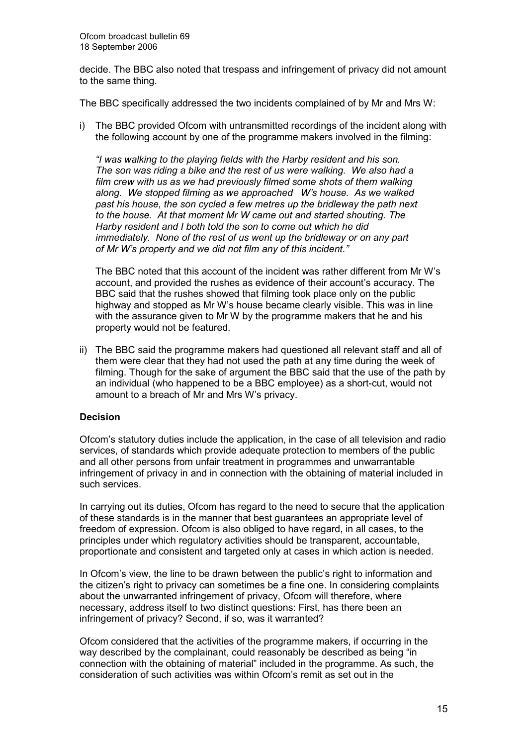decide. The BBC also noted that trespass and infringement of privacy did not amount to the same thing.

The BBC specifically addressed the two incidents complained of by Mr and Mrs W:

i) The BBC provided Ofcom with untransmitted recordings of the incident along with the following account by one of the programme makers involved in the filming:

   *"I was walking to the playing fields with the Harby resident and his son. The son was riding a bike and the rest of us were walking. We also had a film crew with us as we had previously filmed some shots of them walking along. We stopped filming as we approached W's house. As we walked past his house, the son cycled a few metres up the bridleway the path next to the house. At that moment Mr W came out and started shouting. The Harby resident and I both told the son to come out which he did immediately. None of the rest of us went up the bridleway or on any part of Mr W's property and we did not film any of this incident."*

   The BBC noted that this account of the incident was rather different from Mr W's account, and provided the rushes as evidence of their account's accuracy. The BBC said that the rushes showed that filming took place only on the public highway and stopped as Mr W's house became clearly visible. This was in line with the assurance given to Mr W by the programme makers that he and his property would not be featured.

ii) The BBC said the programme makers had questioned all relevant staff and all of them were clear that they had not used the path at any time during the week of filming. Though for the sake of argument the BBC said that the use of the path by an individual (who happened to be a BBC employee) as a short-cut, would not amount to a breach of Mr and Mrs W's privacy.

**Decision**

Ofcom's statutory duties include the application, in the case of all television and radio services, of standards which provide adequate protection to members of the public and all other persons from unfair treatment in programmes and unwarrantable infringement of privacy in and in connection with the obtaining of material included in such services.

In carrying out its duties, Ofcom has regard to the need to secure that the application of these standards is in the manner that best guarantees an appropriate level of freedom of expression. Ofcom is also obliged to have regard, in all cases, to the principles under which regulatory activities should be transparent, accountable, proportionate and consistent and targeted only at cases in which action is needed.

In Ofcom's view, the line to be drawn between the public's right to information and the citizen's right to privacy can sometimes be a fine one. In considering complaints about the unwarranted infringement of privacy, Ofcom will therefore, where necessary, address itself to two distinct questions: First, has there been an infringement of privacy? Second, if so, was it warranted?

Ofcom considered that the activities of the programme makers, if occurring in the way described by the complainant, could reasonably be described as being "in connection with the obtaining of material" included in the programme. As such, the consideration of such activities was within Ofcom's remit as set out in the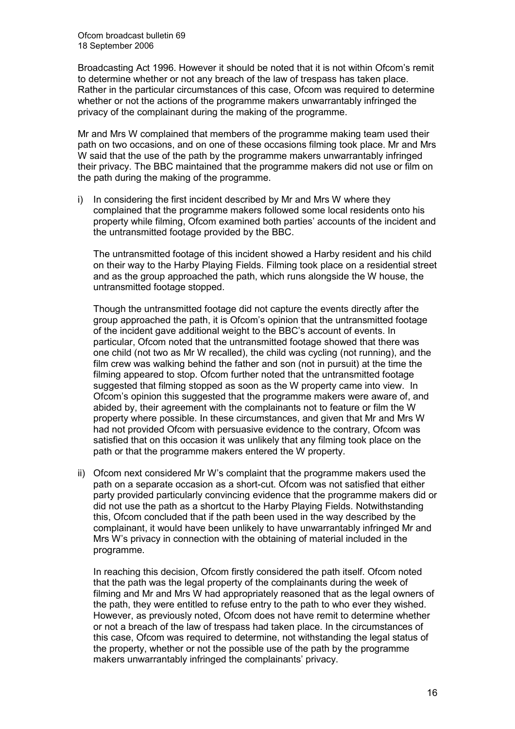Broadcasting Act 1996. However it should be noted that it is not within Ofcom's remit to determine whether or not any breach of the law of trespass has taken place. Rather in the particular circumstances of this case, Ofcom was required to determine whether or not the actions of the programme makers unwarrantably infringed the privacy of the complainant during the making of the programme.

Mr and Mrs W complained that members of the programme making team used their path on two occasions, and on one of these occasions filming took place. Mr and Mrs W said that the use of the path by the programme makers unwarrantably infringed their privacy. The BBC maintained that the programme makers did not use or film on the path during the making of the programme.

i) In considering the first incident described by Mr and Mrs W where they complained that the programme makers followed some local residents onto his property while filming, Ofcom examined both parties' accounts of the incident and the untransmitted footage provided by the BBC.

   The untransmitted footage of this incident showed a Harby resident and his child on their way to the Harby Playing Fields. Filming took place on a residential street and as the group approached the path, which runs alongside the W house, the untransmitted footage stopped.

   Though the untransmitted footage did not capture the events directly after the group approached the path, it is Ofcom's opinion that the untransmitted footage of the incident gave additional weight to the BBC's account of events. In particular, Ofcom noted that the untransmitted footage showed that there was one child (not two as Mr W recalled), the child was cycling (not running), and the film crew was walking behind the father and son (not in pursuit) at the time the filming appeared to stop. Ofcom further noted that the untransmitted footage suggested that filming stopped as soon as the W property came into view. In Ofcom's opinion this suggested that the programme makers were aware of, and abided by, their agreement with the complainants not to feature or film the W property where possible. In these circumstances, and given that Mr and Mrs W had not provided Ofcom with persuasive evidence to the contrary, Ofcom was satisfied that on this occasion it was unlikely that any filming took place on the path or that the programme makers entered the W property.

ii) Ofcom next considered Mr W's complaint that the programme makers used the path on a separate occasion as a short-cut. Ofcom was not satisfied that either party provided particularly convincing evidence that the programme makers did or did not use the path as a shortcut to the Harby Playing Fields. Notwithstanding this, Ofcom concluded that if the path been used in the way described by the complainant, it would have been unlikely to have unwarrantably infringed Mr and Mrs W's privacy in connection with the obtaining of material included in the programme.

   In reaching this decision, Ofcom firstly considered the path itself. Ofcom noted that the path was the legal property of the complainants during the week of filming and Mr and Mrs W had appropriately reasoned that as the legal owners of the path, they were entitled to refuse entry to the path to who ever they wished. However, as previously noted, Ofcom does not have remit to determine whether or not a breach of the law of trespass had taken place. In the circumstances of this case, Ofcom was required to determine, not withstanding the legal status of the property, whether or not the possible use of the path by the programme makers unwarrantably infringed the complainants' privacy.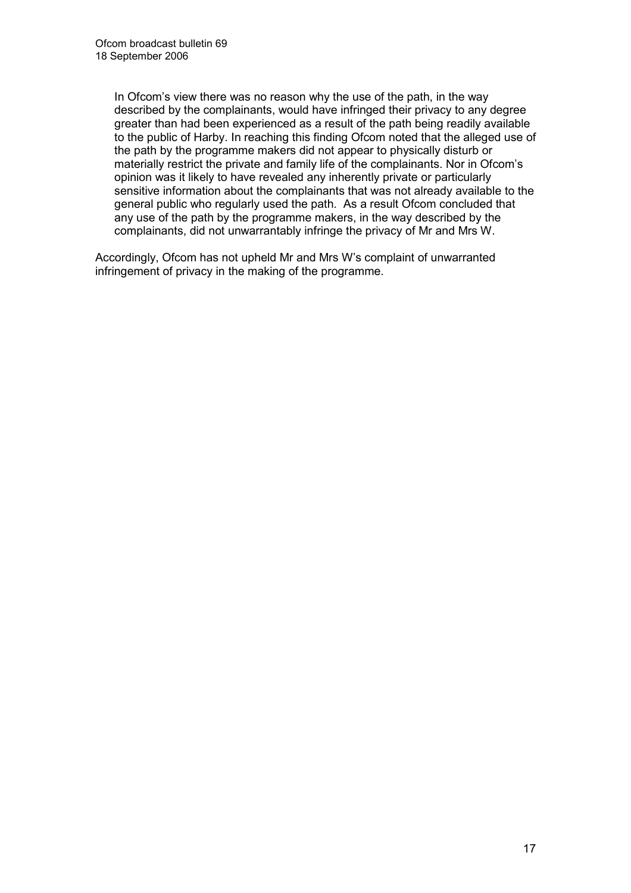In Ofcom's view there was no reason why the use of the path, in the way described by the complainants, would have infringed their privacy to any degree greater than had been experienced as a result of the path being readily available to the public of Harby. In reaching this finding Ofcom noted that the alleged use of the path by the programme makers did not appear to physically disturb or materially restrict the private and family life of the complainants. Nor in Ofcom's opinion was it likely to have revealed any inherently private or particularly sensitive information about the complainants that was not already available to the general public who regularly used the path. As a result Ofcom concluded that any use of the path by the programme makers, in the way described by the complainants, did not unwarrantably infringe the privacy of Mr and Mrs W.

Accordingly, Ofcom has not upheld Mr and Mrs W's complaint of unwarranted infringement of privacy in the making of the programme.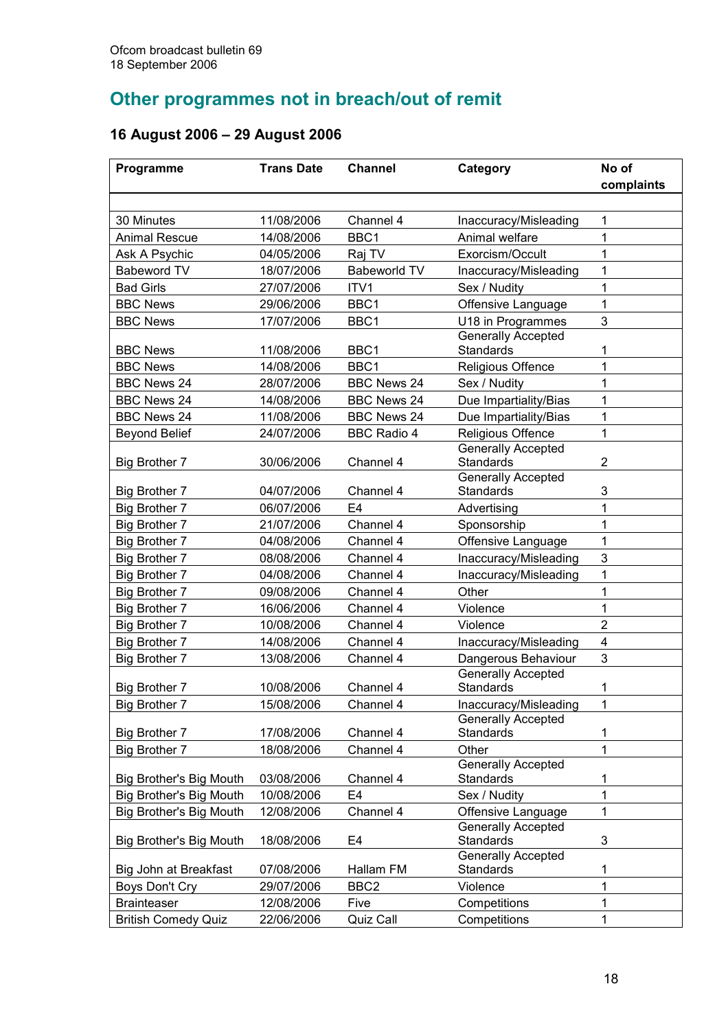## Other programmes not in breach/out of remit

### 16 August 2006 – 29 August 2006

| Programme | Trans Date | Channel | Category | No of complaints |
|---|---|---|---|---|
| 30 Minutes | 11/08/2006 | Channel 4 | Inaccuracy/Misleading | 1 |
| Animal Rescue | 14/08/2006 | BBC1 | Animal welfare | 1 |
| Ask A Psychic | 04/05/2006 | Raj TV | Exorcism/Occult | 1 |
| Babeword TV | 18/07/2006 | Babeworld TV | Inaccuracy/Misleading | 1 |
| Bad Girls | 27/07/2006 | ITV1 | Sex / Nudity | 1 |
| BBC News | 29/06/2006 | BBC1 | Offensive Language | 1 |
| BBC News | 17/07/2006 | BBC1 | U18 in Programmes | 3 |
| BBC News | 11/08/2006 | BBC1 | Generally Accepted Standards | 1 |
| BBC News | 14/08/2006 | BBC1 | Religious Offence | 1 |
| BBC News 24 | 28/07/2006 | BBC News 24 | Sex / Nudity | 1 |
| BBC News 24 | 14/08/2006 | BBC News 24 | Due Impartiality/Bias | 1 |
| BBC News 24 | 11/08/2006 | BBC News 24 | Due Impartiality/Bias | 1 |
| Beyond Belief | 24/07/2006 | BBC Radio 4 | Religious Offence | 1 |
| Big Brother 7 | 30/06/2006 | Channel 4 | Generally Accepted Standards | 2 |
| Big Brother 7 | 04/07/2006 | Channel 4 | Generally Accepted Standards | 3 |
| Big Brother 7 | 06/07/2006 | E4 | Advertising | 1 |
| Big Brother 7 | 21/07/2006 | Channel 4 | Sponsorship | 1 |
| Big Brother 7 | 04/08/2006 | Channel 4 | Offensive Language | 1 |
| Big Brother 7 | 08/08/2006 | Channel 4 | Inaccuracy/Misleading | 3 |
| Big Brother 7 | 04/08/2006 | Channel 4 | Inaccuracy/Misleading | 1 |
| Big Brother 7 | 09/08/2006 | Channel 4 | Other | 1 |
| Big Brother 7 | 16/06/2006 | Channel 4 | Violence | 1 |
| Big Brother 7 | 10/08/2006 | Channel 4 | Violence | 2 |
| Big Brother 7 | 14/08/2006 | Channel 4 | Inaccuracy/Misleading | 4 |
| Big Brother 7 | 13/08/2006 | Channel 4 | Dangerous Behaviour | 3 |
| Big Brother 7 | 10/08/2006 | Channel 4 | Generally Accepted Standards | 1 |
| Big Brother 7 | 15/08/2006 | Channel 4 | Inaccuracy/Misleading | 1 |
| Big Brother 7 | 17/08/2006 | Channel 4 | Generally Accepted Standards | 1 |
| Big Brother 7 | 18/08/2006 | Channel 4 | Other | 1 |
| Big Brother's Big Mouth | 03/08/2006 | Channel 4 | Generally Accepted Standards | 1 |
| Big Brother's Big Mouth | 10/08/2006 | E4 | Sex / Nudity | 1 |
| Big Brother's Big Mouth | 12/08/2006 | Channel 4 | Offensive Language | 1 |
| Big Brother's Big Mouth | 18/08/2006 | E4 | Generally Accepted Standards | 3 |
| Big John at Breakfast | 07/08/2006 | Hallam FM | Generally Accepted Standards | 1 |
| Boys Don't Cry | 29/07/2006 | BBC2 | Violence | 1 |
| Brainteaser | 12/08/2006 | Five | Competitions | 1 |
| British Comedy Quiz | 22/06/2006 | Quiz Call | Competitions | 1 |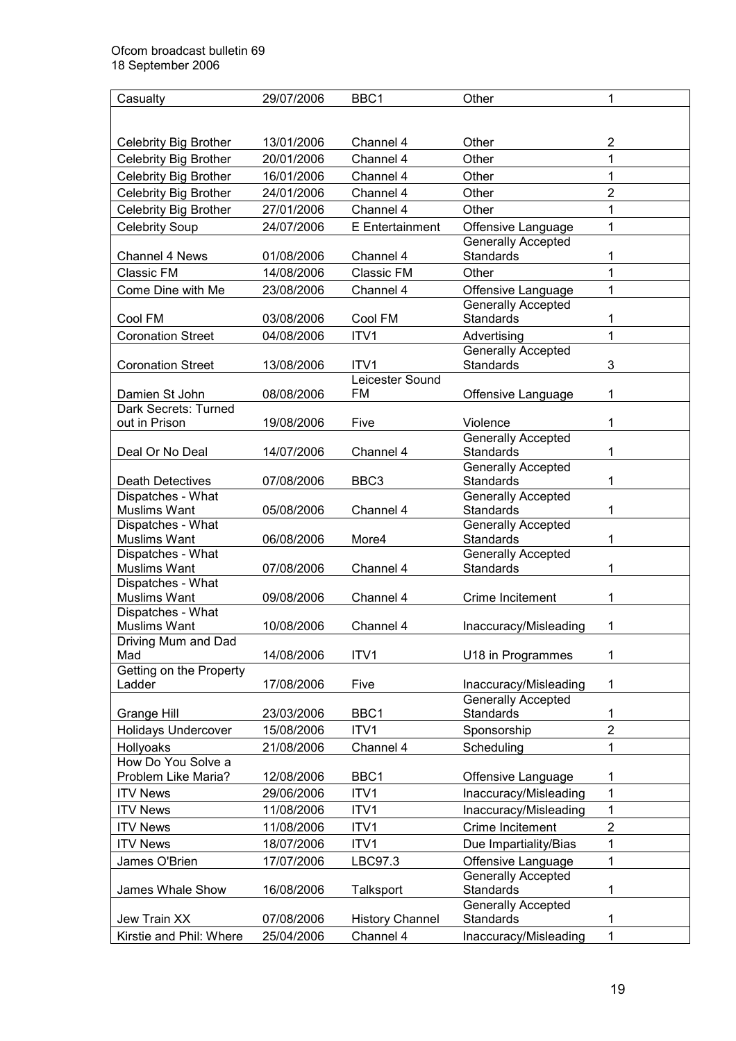| Casualty | 29/07/2006 | BBC1 | Other | 1 |
|---|---|---|---|---|
| Celebrity Big Brother | 13/01/2006 | Channel 4 | Other | 2 |
| Celebrity Big Brother | 20/01/2006 | Channel 4 | Other | 1 |
| Celebrity Big Brother | 16/01/2006 | Channel 4 | Other | 1 |
| Celebrity Big Brother | 24/01/2006 | Channel 4 | Other | 2 |
| Celebrity Big Brother | 27/01/2006 | Channel 4 | Other | 1 |
| Celebrity Soup | 24/07/2006 | E Entertainment | Offensive Language | 1 |
| Channel 4 News | 01/08/2006 | Channel 4 | Generally Accepted Standards | 1 |
| Classic FM | 14/08/2006 | Classic FM | Other | 1 |
| Come Dine with Me | 23/08/2006 | Channel 4 | Offensive Language | 1 |
| Cool FM | 03/08/2006 | Cool FM | Generally Accepted Standards | 1 |
| Coronation Street | 04/08/2006 | ITV1 | Advertising | 1 |
| Coronation Street | 13/08/2006 | ITV1 | Generally Accepted Standards | 3 |
| Damien St John | 08/08/2006 | Leicester Sound FM | Offensive Language | 1 |
| Dark Secrets: Turned out in Prison | 19/08/2006 | Five | Violence | 1 |
| Deal Or No Deal | 14/07/2006 | Channel 4 | Generally Accepted Standards | 1 |
| Death Detectives | 07/08/2006 | BBC3 | Generally Accepted Standards | 1 |
| Dispatches - What Muslims Want | 05/08/2006 | Channel 4 | Generally Accepted Standards | 1 |
| Dispatches - What Muslims Want | 06/08/2006 | More4 | Generally Accepted Standards | 1 |
| Dispatches - What Muslims Want | 07/08/2006 | Channel 4 | Generally Accepted Standards | 1 |
| Dispatches - What Muslims Want | 09/08/2006 | Channel 4 | Crime Incitement | 1 |
| Dispatches - What Muslims Want | 10/08/2006 | Channel 4 | Inaccuracy/Misleading | 1 |
| Driving Mum and Dad Mad | 14/08/2006 | ITV1 | U18 in Programmes | 1 |
| Getting on the Property Ladder | 17/08/2006 | Five | Inaccuracy/Misleading | 1 |
| Grange Hill | 23/03/2006 | BBC1 | Generally Accepted Standards | 1 |
| Holidays Undercover | 15/08/2006 | ITV1 | Sponsorship | 2 |
| Hollyoaks | 21/08/2006 | Channel 4 | Scheduling | 1 |
| How Do You Solve a Problem Like Maria? | 12/08/2006 | BBC1 | Offensive Language | 1 |
| ITV News | 29/06/2006 | ITV1 | Inaccuracy/Misleading | 1 |
| ITV News | 11/08/2006 | ITV1 | Inaccuracy/Misleading | 1 |
| ITV News | 11/08/2006 | ITV1 | Crime Incitement | 2 |
| ITV News | 18/07/2006 | ITV1 | Due Impartiality/Bias | 1 |
| James O'Brien | 17/07/2006 | LBC97.3 | Offensive Language | 1 |
| James Whale Show | 16/08/2006 | Talksport | Generally Accepted Standards | 1 |
| Jew Train XX | 07/08/2006 | History Channel | Generally Accepted Standards | 1 |
| Kirstie and Phil: Where | 25/04/2006 | Channel 4 | Inaccuracy/Misleading | 1 |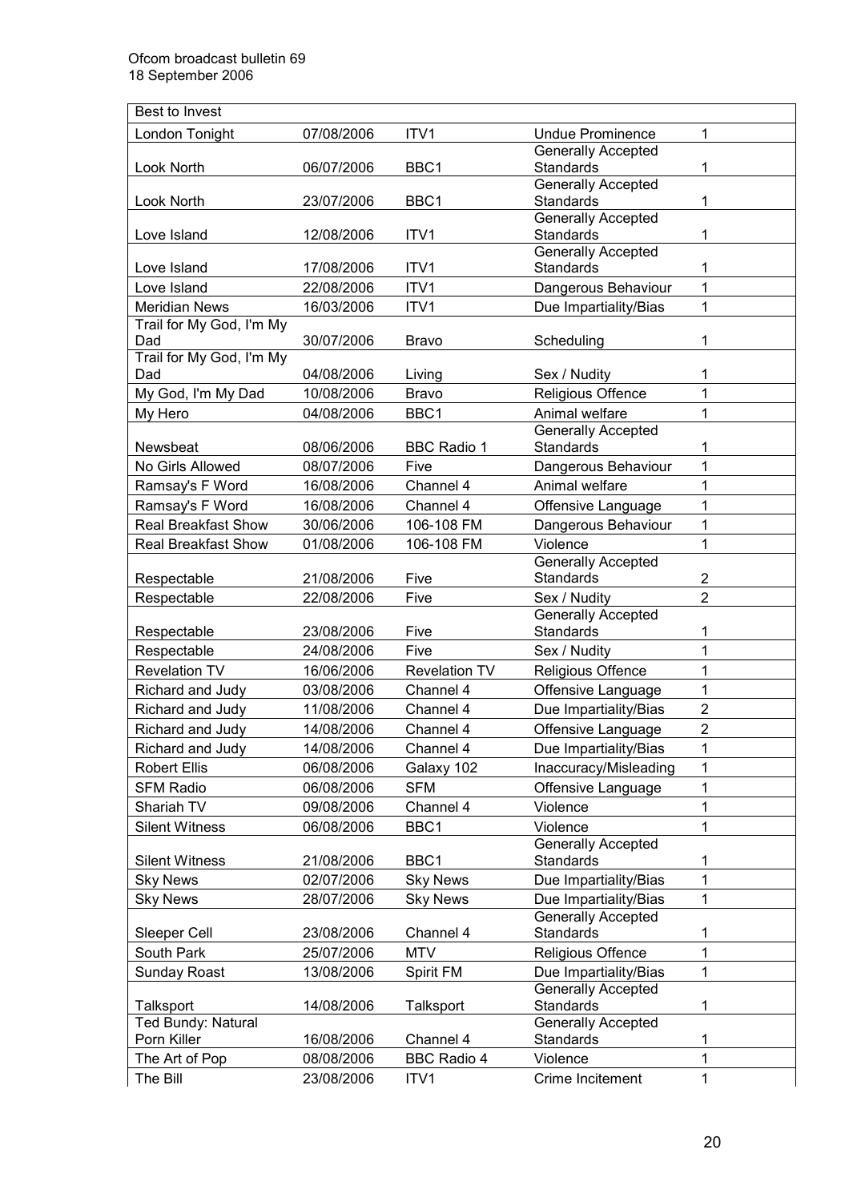| | | | | |
|---|---|---|---|---|
| Best to Invest | | | | |
| London Tonight | 07/08/2006 | ITV1 | Undue Prominence | 1 |
| Look North | 06/07/2006 | BBC1 | Generally Accepted Standards | 1 |
| Look North | 23/07/2006 | BBC1 | Generally Accepted Standards | 1 |
| Love Island | 12/08/2006 | ITV1 | Generally Accepted Standards | 1 |
| Love Island | 17/08/2006 | ITV1 | Generally Accepted Standards | 1 |
| Love Island | 22/08/2006 | ITV1 | Dangerous Behaviour | 1 |
| Meridian News | 16/03/2006 | ITV1 | Due Impartiality/Bias | 1 |
| Trail for My God, I'm My Dad | 30/07/2006 | Bravo | Scheduling | 1 |
| Trail for My God, I'm My Dad | 04/08/2006 | Living | Sex / Nudity | 1 |
| My God, I'm My Dad | 10/08/2006 | Bravo | Religious Offence | 1 |
| My Hero | 04/08/2006 | BBC1 | Animal welfare | 1 |
| Newsbeat | 08/06/2006 | BBC Radio 1 | Generally Accepted Standards | 1 |
| No Girls Allowed | 08/07/2006 | Five | Dangerous Behaviour | 1 |
| Ramsay's F Word | 16/08/2006 | Channel 4 | Animal welfare | 1 |
| Ramsay's F Word | 16/08/2006 | Channel 4 | Offensive Language | 1 |
| Real Breakfast Show | 30/06/2006 | 106-108 FM | Dangerous Behaviour | 1 |
| Real Breakfast Show | 01/08/2006 | 106-108 FM | Violence | 1 |
| Respectable | 21/08/2006 | Five | Generally Accepted Standards | 2 |
| Respectable | 22/08/2006 | Five | Sex / Nudity | 2 |
| Respectable | 23/08/2006 | Five | Generally Accepted Standards | 1 |
| Respectable | 24/08/2006 | Five | Sex / Nudity | 1 |
| Revelation TV | 16/06/2006 | Revelation TV | Religious Offence | 1 |
| Richard and Judy | 03/08/2006 | Channel 4 | Offensive Language | 1 |
| Richard and Judy | 11/08/2006 | Channel 4 | Due Impartiality/Bias | 2 |
| Richard and Judy | 14/08/2006 | Channel 4 | Offensive Language | 2 |
| Richard and Judy | 14/08/2006 | Channel 4 | Due Impartiality/Bias | 1 |
| Robert Ellis | 06/08/2006 | Galaxy 102 | Inaccuracy/Misleading | 1 |
| SFM Radio | 06/08/2006 | SFM | Offensive Language | 1 |
| Shariah TV | 09/08/2006 | Channel 4 | Violence | 1 |
| Silent Witness | 06/08/2006 | BBC1 | Violence | 1 |
| Silent Witness | 21/08/2006 | BBC1 | Generally Accepted Standards | 1 |
| Sky News | 02/07/2006 | Sky News | Due Impartiality/Bias | 1 |
| Sky News | 28/07/2006 | Sky News | Due Impartiality/Bias | 1 |
| Sleeper Cell | 23/08/2006 | Channel 4 | Generally Accepted Standards | 1 |
| South Park | 25/07/2006 | MTV | Religious Offence | 1 |
| Sunday Roast | 13/08/2006 | Spirit FM | Due Impartiality/Bias | 1 |
| Talksport | 14/08/2006 | Talksport | Generally Accepted Standards | 1 |
| Ted Bundy: Natural Porn Killer | 16/08/2006 | Channel 4 | Generally Accepted Standards | 1 |
| The Art of Pop | 08/08/2006 | BBC Radio 4 | Violence | 1 |
| The Bill | 23/08/2006 | ITV1 | Crime Incitement | 1 |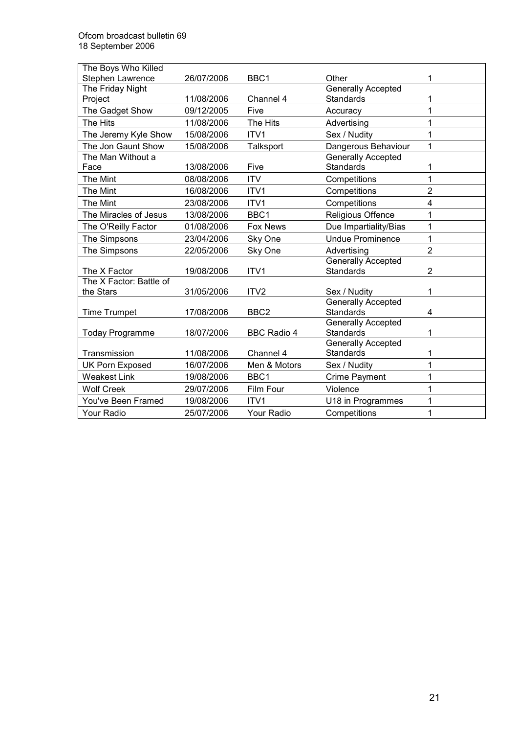| | | | | |
|---|---|---|---|---|
| The Boys Who Killed Stephen Lawrence | 26/07/2006 | BBC1 | Other | 1 |
| The Friday Night Project | 11/08/2006 | Channel 4 | Generally Accepted Standards | 1 |
| The Gadget Show | 09/12/2005 | Five | Accuracy | 1 |
| The Hits | 11/08/2006 | The Hits | Advertising | 1 |
| The Jeremy Kyle Show | 15/08/2006 | ITV1 | Sex / Nudity | 1 |
| The Jon Gaunt Show | 15/08/2006 | Talksport | Dangerous Behaviour | 1 |
| The Man Without a Face | 13/08/2006 | Five | Generally Accepted Standards | 1 |
| The Mint | 08/08/2006 | ITV | Competitions | 1 |
| The Mint | 16/08/2006 | ITV1 | Competitions | 2 |
| The Mint | 23/08/2006 | ITV1 | Competitions | 4 |
| The Miracles of Jesus | 13/08/2006 | BBC1 | Religious Offence | 1 |
| The O'Reilly Factor | 01/08/2006 | Fox News | Due Impartiality/Bias | 1 |
| The Simpsons | 23/04/2006 | Sky One | Undue Prominence | 1 |
| The Simpsons | 22/05/2006 | Sky One | Advertising | 2 |
| The X Factor | 19/08/2006 | ITV1 | Generally Accepted Standards | 2 |
| The X Factor: Battle of the Stars | 31/05/2006 | ITV2 | Sex / Nudity | 1 |
| Time Trumpet | 17/08/2006 | BBC2 | Generally Accepted Standards | 4 |
| Today Programme | 18/07/2006 | BBC Radio 4 | Generally Accepted Standards | 1 |
| Transmission | 11/08/2006 | Channel 4 | Generally Accepted Standards | 1 |
| UK Porn Exposed | 16/07/2006 | Men & Motors | Sex / Nudity | 1 |
| Weakest Link | 19/08/2006 | BBC1 | Crime Payment | 1 |
| Wolf Creek | 29/07/2006 | Film Four | Violence | 1 |
| You've Been Framed | 19/08/2006 | ITV1 | U18 in Programmes | 1 |
| Your Radio | 25/07/2006 | Your Radio | Competitions | 1 |